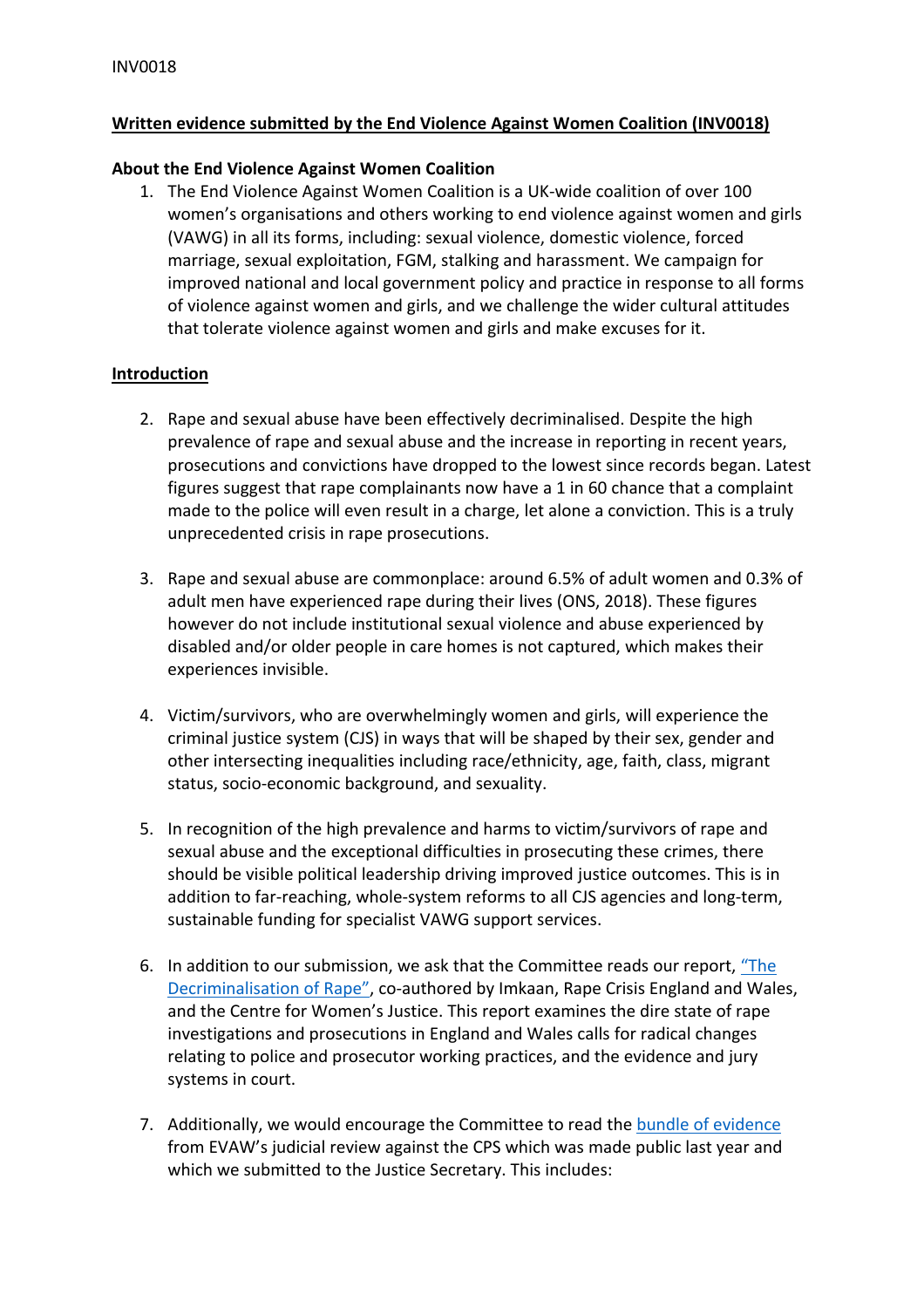INV0018

**Written evidence submitted by the End Violence Against Women Coalition (INV0018)**

**About the End Violence Against Women Coalition**

1. The End Violence Against Women Coalition is a UK-wide coalition of over 100 women's organisations and others working to end violence against women and girls (VAWG) in all its forms, including: sexual violence, domestic violence, forced marriage, sexual exploitation, FGM, stalking and harassment. We campaign for improved national and local government policy and practice in response to all forms of violence against women and girls, and we challenge the wider cultural attitudes that tolerate violence against women and girls and make excuses for it.

**Introduction**

2. Rape and sexual abuse have been effectively decriminalised. Despite the high prevalence of rape and sexual abuse and the increase in reporting in recent years, prosecutions and convictions have dropped to the lowest since records began. Latest figures suggest that rape complainants now have a 1 in 60 chance that a complaint made to the police will even result in a charge, let alone a conviction. This is a truly unprecedented crisis in rape prosecutions.

3. Rape and sexual abuse are commonplace: around 6.5% of adult women and 0.3% of adult men have experienced rape during their lives (ONS, 2018). These figures however do not include institutional sexual violence and abuse experienced by disabled and/or older people in care homes is not captured, which makes their experiences invisible.

4. Victim/survivors, who are overwhelmingly women and girls, will experience the criminal justice system (CJS) in ways that will be shaped by their sex, gender and other intersecting inequalities including race/ethnicity, age, faith, class, migrant status, socio-economic background, and sexuality.

5. In recognition of the high prevalence and harms to victim/survivors of rape and sexual abuse and the exceptional difficulties in prosecuting these crimes, there should be visible political leadership driving improved justice outcomes. This is in addition to far-reaching, whole-system reforms to all CJS agencies and long-term, sustainable funding for specialist VAWG support services.

6. In addition to our submission, we ask that the Committee reads our report, "The Decriminalisation of Rape", co-authored by Imkaan, Rape Crisis England and Wales, and the Centre for Women's Justice. This report examines the dire state of rape investigations and prosecutions in England and Wales calls for radical changes relating to police and prosecutor working practices, and the evidence and jury systems in court.

7. Additionally, we would encourage the Committee to read the bundle of evidence from EVAW's judicial review against the CPS which was made public last year and which we submitted to the Justice Secretary. This includes: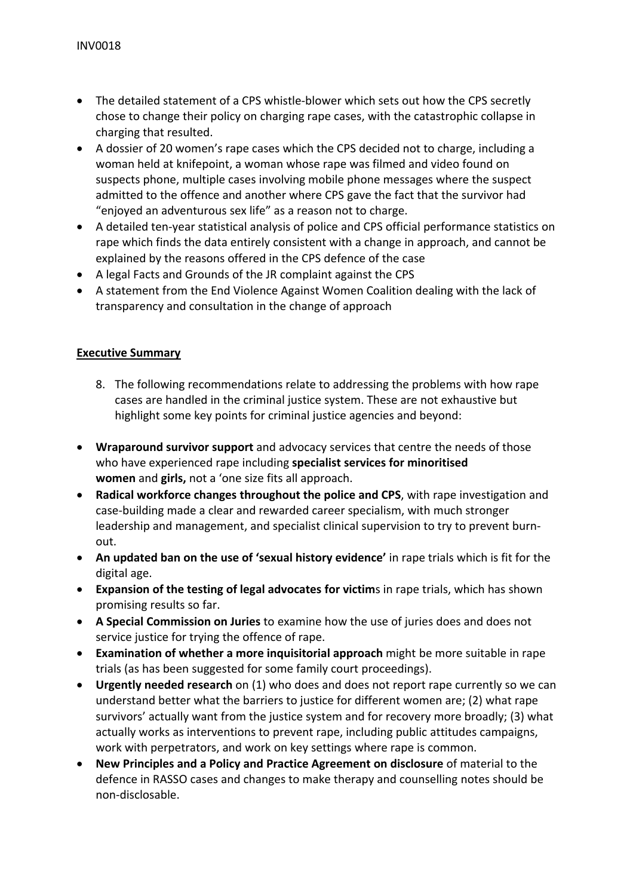- The detailed statement of a CPS whistle-blower which sets out how the CPS secretly chose to change their policy on charging rape cases, with the catastrophic collapse in charging that resulted.
- A dossier of 20 women's rape cases which the CPS decided not to charge, including a woman held at knifepoint, a woman whose rape was filmed and video found on suspects phone, multiple cases involving mobile phone messages where the suspect admitted to the offence and another where CPS gave the fact that the survivor had "enjoyed an adventurous sex life" as a reason not to charge.
- A detailed ten-year statistical analysis of police and CPS official performance statistics on rape which finds the data entirely consistent with a change in approach, and cannot be explained by the reasons offered in the CPS defence of the case
- A legal Facts and Grounds of the JR complaint against the CPS
- A statement from the End Violence Against Women Coalition dealing with the lack of transparency and consultation in the change of approach

**Executive Summary**

8. The following recommendations relate to addressing the problems with how rape cases are handled in the criminal justice system. These are not exhaustive but highlight some key points for criminal justice agencies and beyond:

- **Wraparound survivor support** and advocacy services that centre the needs of those who have experienced rape including **specialist services for minoritised women** and **girls,** not a 'one size fits all approach.
- **Radical workforce changes throughout the police and CPS**, with rape investigation and case-building made a clear and rewarded career specialism, with much stronger leadership and management, and specialist clinical supervision to try to prevent burn-out.
- **An updated ban on the use of 'sexual history evidence'** in rape trials which is fit for the digital age.
- **Expansion of the testing of legal advocates for victim**s in rape trials, which has shown promising results so far.
- **A Special Commission on Juries** to examine how the use of juries does and does not service justice for trying the offence of rape.
- **Examination of whether a more inquisitorial approach** might be more suitable in rape trials (as has been suggested for some family court proceedings).
- **Urgently needed research** on (1) who does and does not report rape currently so we can understand better what the barriers to justice for different women are; (2) what rape survivors' actually want from the justice system and for recovery more broadly; (3) what actually works as interventions to prevent rape, including public attitudes campaigns, work with perpetrators, and work on key settings where rape is common.
- **New Principles and a Policy and Practice Agreement on disclosure** of material to the defence in RASSO cases and changes to make therapy and counselling notes should be non-disclosable.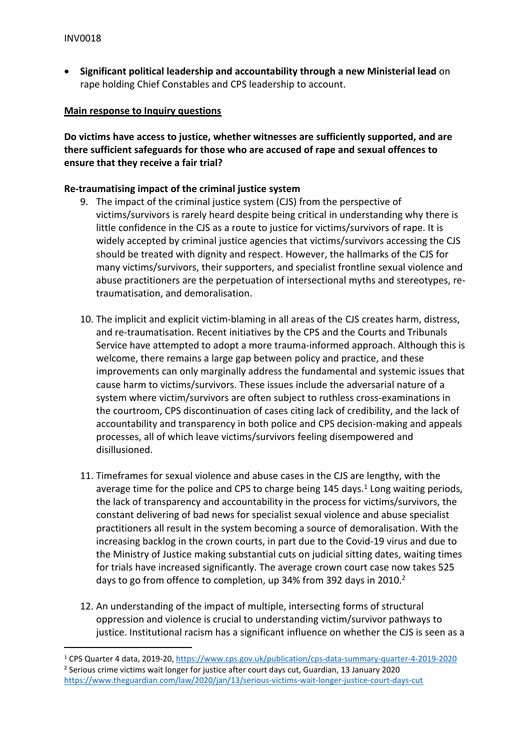- **Significant political leadership and accountability through a new Ministerial lead** on rape holding Chief Constables and CPS leadership to account.

**<u>Main response to Inquiry questions</u>**

**Do victims have access to justice, whether witnesses are sufficiently supported, and are there sufficient safeguards for those who are accused of rape and sexual offences to ensure that they receive a fair trial?**

**Re-traumatising impact of the criminal justice system**

9. The impact of the criminal justice system (CJS) from the perspective of victims/survivors is rarely heard despite being critical in understanding why there is little confidence in the CJS as a route to justice for victims/survivors of rape. It is widely accepted by criminal justice agencies that victims/survivors accessing the CJS should be treated with dignity and respect. However, the hallmarks of the CJS for many victims/survivors, their supporters, and specialist frontline sexual violence and abuse practitioners are the perpetuation of intersectional myths and stereotypes, re-traumatisation, and demoralisation.

10. The implicit and explicit victim-blaming in all areas of the CJS creates harm, distress, and re-traumatisation. Recent initiatives by the CPS and the Courts and Tribunals Service have attempted to adopt a more trauma-informed approach. Although this is welcome, there remains a large gap between policy and practice, and these improvements can only marginally address the fundamental and systemic issues that cause harm to victims/survivors. These issues include the adversarial nature of a system where victim/survivors are often subject to ruthless cross-examinations in the courtroom, CPS discontinuation of cases citing lack of credibility, and the lack of accountability and transparency in both police and CPS decision-making and appeals processes, all of which leave victims/survivors feeling disempowered and disillusioned.

11. Timeframes for sexual violence and abuse cases in the CJS are lengthy, with the average time for the police and CPS to charge being 145 days.[1] Long waiting periods, the lack of transparency and accountability in the process for victims/survivors, the constant delivering of bad news for specialist sexual violence and abuse specialist practitioners all result in the system becoming a source of demoralisation. With the increasing backlog in the crown courts, in part due to the Covid-19 virus and due to the Ministry of Justice making substantial cuts on judicial sitting dates, waiting times for trials have increased significantly. The average crown court case now takes 525 days to go from offence to completion, up 34% from 392 days in 2010.[2]

12. An understanding of the impact of multiple, intersecting forms of structural oppression and violence is crucial to understanding victim/survivor pathways to justice. Institutional racism has a significant influence on whether the CJS is seen as a

---

[1] CPS Quarter 4 data, 2019-20, https://www.cps.gov.uk/publication/cps-data-summary-quarter-4-2019-2020

[2] Serious crime victims wait longer for justice after court days cut, Guardian, 13 January 2020 https://www.theguardian.com/law/2020/jan/13/serious-victims-wait-longer-justice-court-days-cut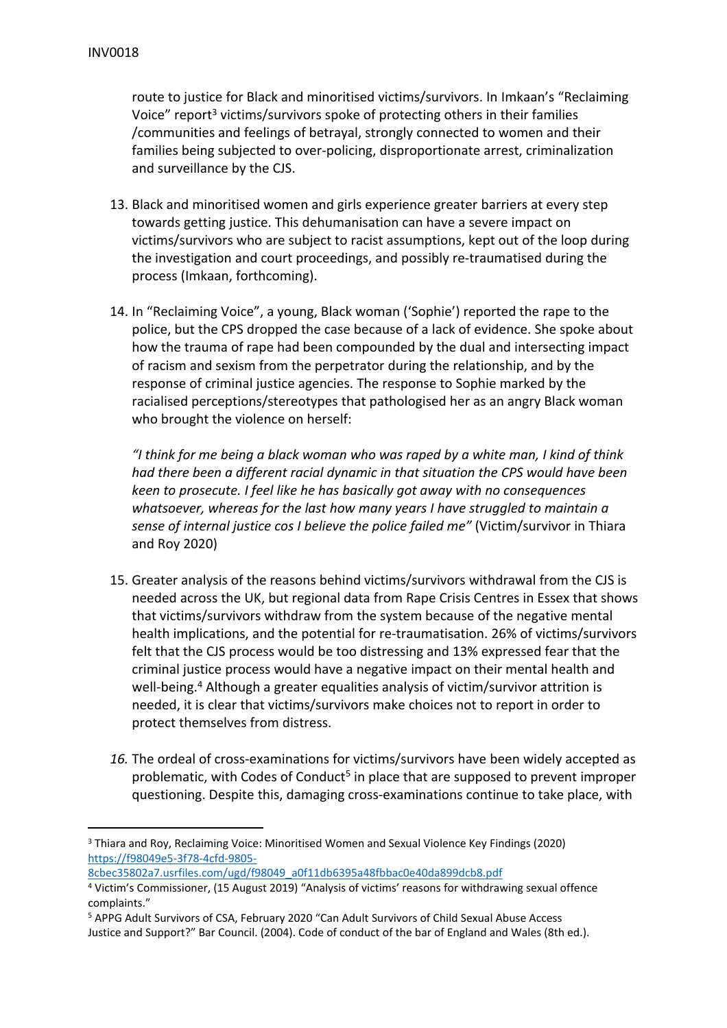route to justice for Black and minoritised victims/survivors. In Imkaan's "Reclaiming Voice" report[3] victims/survivors spoke of protecting others in their families /communities and feelings of betrayal, strongly connected to women and their families being subjected to over-policing, disproportionate arrest, criminalization and surveillance by the CJS.

13. Black and minoritised women and girls experience greater barriers at every step towards getting justice. This dehumanisation can have a severe impact on victims/survivors who are subject to racist assumptions, kept out of the loop during the investigation and court proceedings, and possibly re-traumatised during the process (Imkaan, forthcoming).

14. In "Reclaiming Voice", a young, Black woman ('Sophie') reported the rape to the police, but the CPS dropped the case because of a lack of evidence. She spoke about how the trauma of rape had been compounded by the dual and intersecting impact of racism and sexism from the perpetrator during the relationship, and by the response of criminal justice agencies. The response to Sophie marked by the racialised perceptions/stereotypes that pathologised her as an angry Black woman who brought the violence on herself:

    *"I think for me being a black woman who was raped by a white man, I kind of think had there been a different racial dynamic in that situation the CPS would have been keen to prosecute. I feel like he has basically got away with no consequences whatsoever, whereas for the last how many years I have struggled to maintain a sense of internal justice cos I believe the police failed me"* (Victim/survivor in Thiara and Roy 2020)

15. Greater analysis of the reasons behind victims/survivors withdrawal from the CJS is needed across the UK, but regional data from Rape Crisis Centres in Essex that shows that victims/survivors withdraw from the system because of the negative mental health implications, and the potential for re-traumatisation. 26% of victims/survivors felt that the CJS process would be too distressing and 13% expressed fear that the criminal justice process would have a negative impact on their mental health and well-being.[4] Although a greater equalities analysis of victim/survivor attrition is needed, it is clear that victims/survivors make choices not to report in order to protect themselves from distress.

16. The ordeal of cross-examinations for victims/survivors have been widely accepted as problematic, with Codes of Conduct[5] in place that are supposed to prevent improper questioning. Despite this, damaging cross-examinations continue to take place, with

---

[3] Thiara and Roy, Reclaiming Voice: Minoritised Women and Sexual Violence Key Findings (2020) https://f98049e5-3f78-4cfd-9805-8cbec35802a7.usrfiles.com/ugd/f98049_a0f11db6395a48fbbac0e40da899dcb8.pdf

[4] Victim's Commissioner, (15 August 2019) "Analysis of victims' reasons for withdrawing sexual offence complaints."

[5] APPG Adult Survivors of CSA, February 2020 "Can Adult Survivors of Child Sexual Abuse Access Justice and Support?" Bar Council. (2004). Code of conduct of the bar of England and Wales (8th ed.).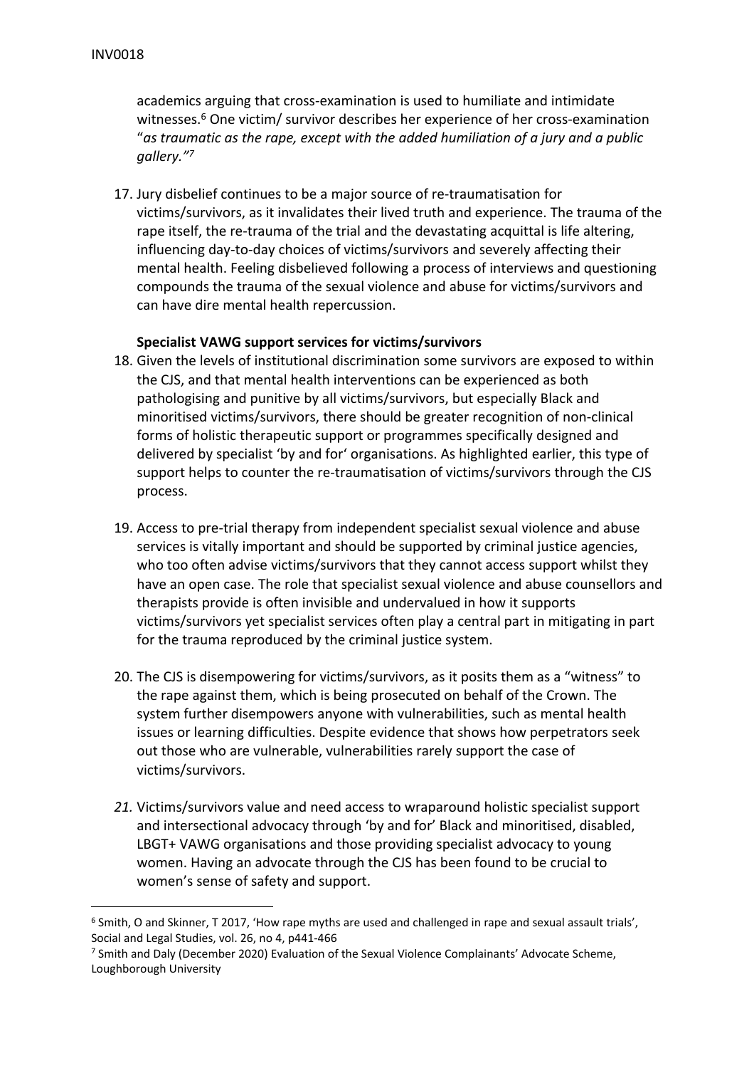academics arguing that cross-examination is used to humiliate and intimidate witnesses.[6] One victim/ survivor describes her experience of her cross-examination "*as traumatic as the rape, except with the added humiliation of a jury and a public gallery."*[7]

17. Jury disbelief continues to be a major source of re-traumatisation for victims/survivors, as it invalidates their lived truth and experience. The trauma of the rape itself, the re-trauma of the trial and the devastating acquittal is life altering, influencing day-to-day choices of victims/survivors and severely affecting their mental health. Feeling disbelieved following a process of interviews and questioning compounds the trauma of the sexual violence and abuse for victims/survivors and can have dire mental health repercussion.

**Specialist VAWG support services for victims/survivors**

18. Given the levels of institutional discrimination some survivors are exposed to within the CJS, and that mental health interventions can be experienced as both pathologising and punitive by all victims/survivors, but especially Black and minoritised victims/survivors, there should be greater recognition of non-clinical forms of holistic therapeutic support or programmes specifically designed and delivered by specialist 'by and for' organisations. As highlighted earlier, this type of support helps to counter the re-traumatisation of victims/survivors through the CJS process.

19. Access to pre-trial therapy from independent specialist sexual violence and abuse services is vitally important and should be supported by criminal justice agencies, who too often advise victims/survivors that they cannot access support whilst they have an open case. The role that specialist sexual violence and abuse counsellors and therapists provide is often invisible and undervalued in how it supports victims/survivors yet specialist services often play a central part in mitigating in part for the trauma reproduced by the criminal justice system.

20. The CJS is disempowering for victims/survivors, as it posits them as a "witness" to the rape against them, which is being prosecuted on behalf of the Crown. The system further disempowers anyone with vulnerabilities, such as mental health issues or learning difficulties. Despite evidence that shows how perpetrators seek out those who are vulnerable, vulnerabilities rarely support the case of victims/survivors.

21. Victims/survivors value and need access to wraparound holistic specialist support and intersectional advocacy through 'by and for' Black and minoritised, disabled, LBGT+ VAWG organisations and those providing specialist advocacy to young women. Having an advocate through the CJS has been found to be crucial to women's sense of safety and support.

[6] Smith, O and Skinner, T 2017, 'How rape myths are used and challenged in rape and sexual assault trials', Social and Legal Studies, vol. 26, no 4, p441-466

[7] Smith and Daly (December 2020) Evaluation of the Sexual Violence Complainants' Advocate Scheme, Loughborough University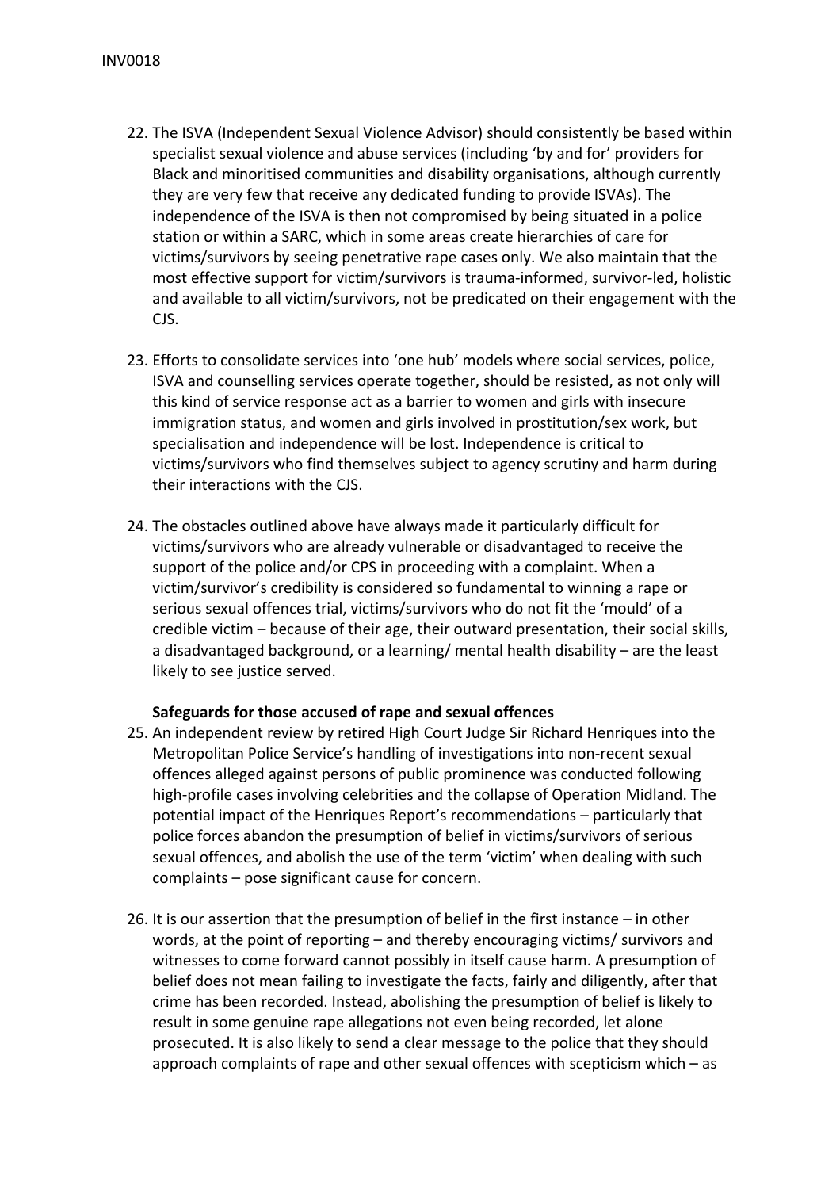22. The ISVA (Independent Sexual Violence Advisor) should consistently be based within specialist sexual violence and abuse services (including 'by and for' providers for Black and minoritised communities and disability organisations, although currently they are very few that receive any dedicated funding to provide ISVAs). The independence of the ISVA is then not compromised by being situated in a police station or within a SARC, which in some areas create hierarchies of care for victims/survivors by seeing penetrative rape cases only. We also maintain that the most effective support for victim/survivors is trauma-informed, survivor-led, holistic and available to all victim/survivors, not be predicated on their engagement with the CJS.

23. Efforts to consolidate services into 'one hub' models where social services, police, ISVA and counselling services operate together, should be resisted, as not only will this kind of service response act as a barrier to women and girls with insecure immigration status, and women and girls involved in prostitution/sex work, but specialisation and independence will be lost. Independence is critical to victims/survivors who find themselves subject to agency scrutiny and harm during their interactions with the CJS.

24. The obstacles outlined above have always made it particularly difficult for victims/survivors who are already vulnerable or disadvantaged to receive the support of the police and/or CPS in proceeding with a complaint. When a victim/survivor's credibility is considered so fundamental to winning a rape or serious sexual offences trial, victims/survivors who do not fit the 'mould' of a credible victim – because of their age, their outward presentation, their social skills, a disadvantaged background, or a learning/ mental health disability – are the least likely to see justice served.

**Safeguards for those accused of rape and sexual offences**

25. An independent review by retired High Court Judge Sir Richard Henriques into the Metropolitan Police Service's handling of investigations into non-recent sexual offences alleged against persons of public prominence was conducted following high-profile cases involving celebrities and the collapse of Operation Midland. The potential impact of the Henriques Report's recommendations – particularly that police forces abandon the presumption of belief in victims/survivors of serious sexual offences, and abolish the use of the term 'victim' when dealing with such complaints – pose significant cause for concern.

26. It is our assertion that the presumption of belief in the first instance – in other words, at the point of reporting – and thereby encouraging victims/ survivors and witnesses to come forward cannot possibly in itself cause harm. A presumption of belief does not mean failing to investigate the facts, fairly and diligently, after that crime has been recorded. Instead, abolishing the presumption of belief is likely to result in some genuine rape allegations not even being recorded, let alone prosecuted. It is also likely to send a clear message to the police that they should approach complaints of rape and other sexual offences with scepticism which – as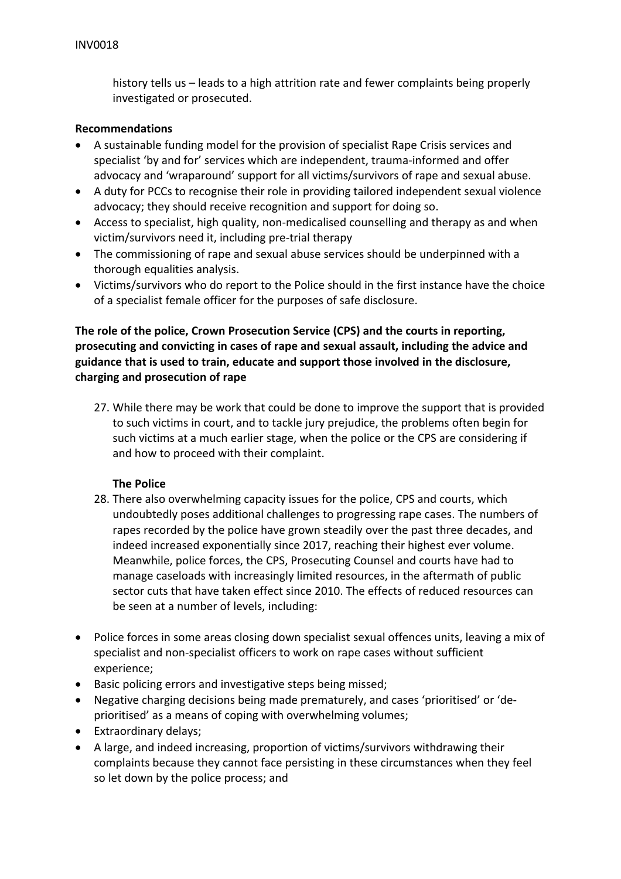history tells us – leads to a high attrition rate and fewer complaints being properly investigated or prosecuted.

**Recommendations**

- A sustainable funding model for the provision of specialist Rape Crisis services and specialist 'by and for' services which are independent, trauma-informed and offer advocacy and 'wraparound' support for all victims/survivors of rape and sexual abuse.
- A duty for PCCs to recognise their role in providing tailored independent sexual violence advocacy; they should receive recognition and support for doing so.
- Access to specialist, high quality, non-medicalised counselling and therapy as and when victim/survivors need it, including pre-trial therapy
- The commissioning of rape and sexual abuse services should be underpinned with a thorough equalities analysis.
- Victims/survivors who do report to the Police should in the first instance have the choice of a specialist female officer for the purposes of safe disclosure.

**The role of the police, Crown Prosecution Service (CPS) and the courts in reporting, prosecuting and convicting in cases of rape and sexual assault, including the advice and guidance that is used to train, educate and support those involved in the disclosure, charging and prosecution of rape**

27. While there may be work that could be done to improve the support that is provided to such victims in court, and to tackle jury prejudice, the problems often begin for such victims at a much earlier stage, when the police or the CPS are considering if and how to proceed with their complaint.

**The Police**

28. There also overwhelming capacity issues for the police, CPS and courts, which undoubtedly poses additional challenges to progressing rape cases. The numbers of rapes recorded by the police have grown steadily over the past three decades, and indeed increased exponentially since 2017, reaching their highest ever volume. Meanwhile, police forces, the CPS, Prosecuting Counsel and courts have had to manage caseloads with increasingly limited resources, in the aftermath of public sector cuts that have taken effect since 2010. The effects of reduced resources can be seen at a number of levels, including:

- Police forces in some areas closing down specialist sexual offences units, leaving a mix of specialist and non-specialist officers to work on rape cases without sufficient experience;
- Basic policing errors and investigative steps being missed;
- Negative charging decisions being made prematurely, and cases 'prioritised' or 'de-prioritised' as a means of coping with overwhelming volumes;
- Extraordinary delays;
- A large, and indeed increasing, proportion of victims/survivors withdrawing their complaints because they cannot face persisting in these circumstances when they feel so let down by the police process; and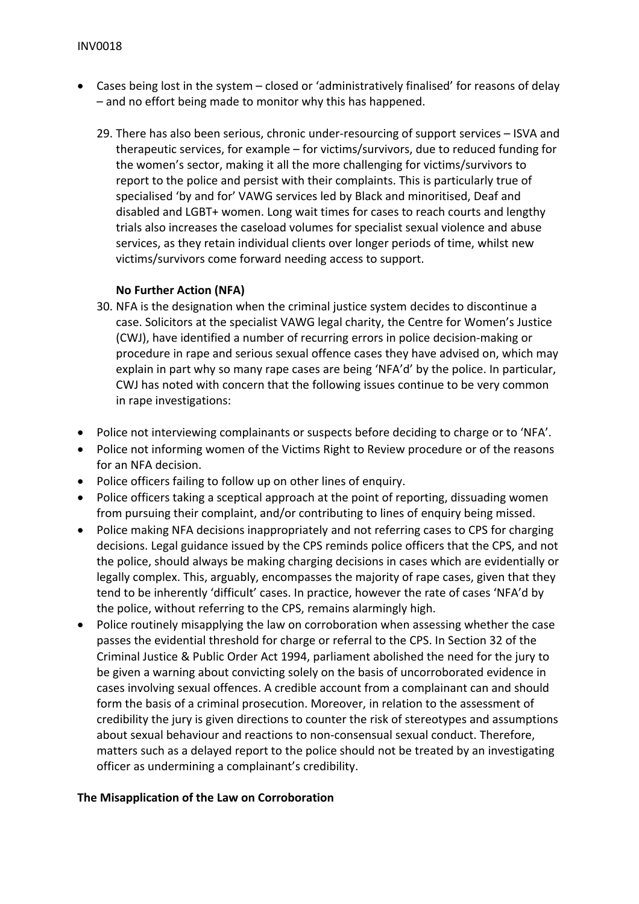- Cases being lost in the system – closed or 'administratively finalised' for reasons of delay – and no effort being made to monitor why this has happened.

29. There has also been serious, chronic under-resourcing of support services – ISVA and therapeutic services, for example – for victims/survivors, due to reduced funding for the women's sector, making it all the more challenging for victims/survivors to report to the police and persist with their complaints. This is particularly true of specialised 'by and for' VAWG services led by Black and minoritised, Deaf and disabled and LGBT+ women. Long wait times for cases to reach courts and lengthy trials also increases the caseload volumes for specialist sexual violence and abuse services, as they retain individual clients over longer periods of time, whilst new victims/survivors come forward needing access to support.

**No Further Action (NFA)**

30. NFA is the designation when the criminal justice system decides to discontinue a case. Solicitors at the specialist VAWG legal charity, the Centre for Women's Justice (CWJ), have identified a number of recurring errors in police decision-making or procedure in rape and serious sexual offence cases they have advised on, which may explain in part why so many rape cases are being 'NFA'd' by the police. In particular, CWJ has noted with concern that the following issues continue to be very common in rape investigations:

- Police not interviewing complainants or suspects before deciding to charge or to 'NFA'.
- Police not informing women of the Victims Right to Review procedure or of the reasons for an NFA decision.
- Police officers failing to follow up on other lines of enquiry.
- Police officers taking a sceptical approach at the point of reporting, dissuading women from pursuing their complaint, and/or contributing to lines of enquiry being missed.
- Police making NFA decisions inappropriately and not referring cases to CPS for charging decisions. Legal guidance issued by the CPS reminds police officers that the CPS, and not the police, should always be making charging decisions in cases which are evidentially or legally complex. This, arguably, encompasses the majority of rape cases, given that they tend to be inherently 'difficult' cases. In practice, however the rate of cases 'NFA'd by the police, without referring to the CPS, remains alarmingly high.
- Police routinely misapplying the law on corroboration when assessing whether the case passes the evidential threshold for charge or referral to the CPS. In Section 32 of the Criminal Justice & Public Order Act 1994, parliament abolished the need for the jury to be given a warning about convicting solely on the basis of uncorroborated evidence in cases involving sexual offences. A credible account from a complainant can and should form the basis of a criminal prosecution. Moreover, in relation to the assessment of credibility the jury is given directions to counter the risk of stereotypes and assumptions about sexual behaviour and reactions to non-consensual sexual conduct. Therefore, matters such as a delayed report to the police should not be treated by an investigating officer as undermining a complainant's credibility.

**The Misapplication of the Law on Corroboration**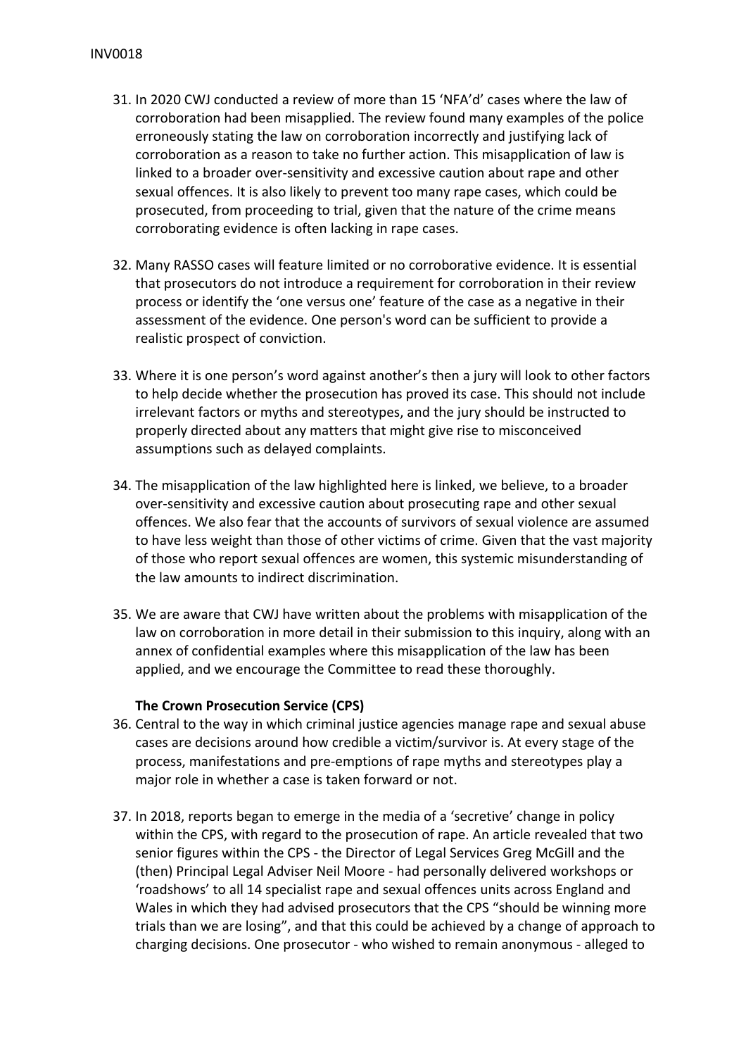31. In 2020 CWJ conducted a review of more than 15 'NFA'd' cases where the law of corroboration had been misapplied. The review found many examples of the police erroneously stating the law on corroboration incorrectly and justifying lack of corroboration as a reason to take no further action. This misapplication of law is linked to a broader over-sensitivity and excessive caution about rape and other sexual offences. It is also likely to prevent too many rape cases, which could be prosecuted, from proceeding to trial, given that the nature of the crime means corroborating evidence is often lacking in rape cases.

32. Many RASSO cases will feature limited or no corroborative evidence. It is essential that prosecutors do not introduce a requirement for corroboration in their review process or identify the 'one versus one' feature of the case as a negative in their assessment of the evidence. One person's word can be sufficient to provide a realistic prospect of conviction.

33. Where it is one person's word against another's then a jury will look to other factors to help decide whether the prosecution has proved its case. This should not include irrelevant factors or myths and stereotypes, and the jury should be instructed to properly directed about any matters that might give rise to misconceived assumptions such as delayed complaints.

34. The misapplication of the law highlighted here is linked, we believe, to a broader over-sensitivity and excessive caution about prosecuting rape and other sexual offences. We also fear that the accounts of survivors of sexual violence are assumed to have less weight than those of other victims of crime. Given that the vast majority of those who report sexual offences are women, this systemic misunderstanding of the law amounts to indirect discrimination.

35. We are aware that CWJ have written about the problems with misapplication of the law on corroboration in more detail in their submission to this inquiry, along with an annex of confidential examples where this misapplication of the law has been applied, and we encourage the Committee to read these thoroughly.

**The Crown Prosecution Service (CPS)**

36. Central to the way in which criminal justice agencies manage rape and sexual abuse cases are decisions around how credible a victim/survivor is. At every stage of the process, manifestations and pre-emptions of rape myths and stereotypes play a major role in whether a case is taken forward or not.

37. In 2018, reports began to emerge in the media of a 'secretive' change in policy within the CPS, with regard to the prosecution of rape. An article revealed that two senior figures within the CPS - the Director of Legal Services Greg McGill and the (then) Principal Legal Adviser Neil Moore - had personally delivered workshops or 'roadshows' to all 14 specialist rape and sexual offences units across England and Wales in which they had advised prosecutors that the CPS "should be winning more trials than we are losing", and that this could be achieved by a change of approach to charging decisions. One prosecutor - who wished to remain anonymous - alleged to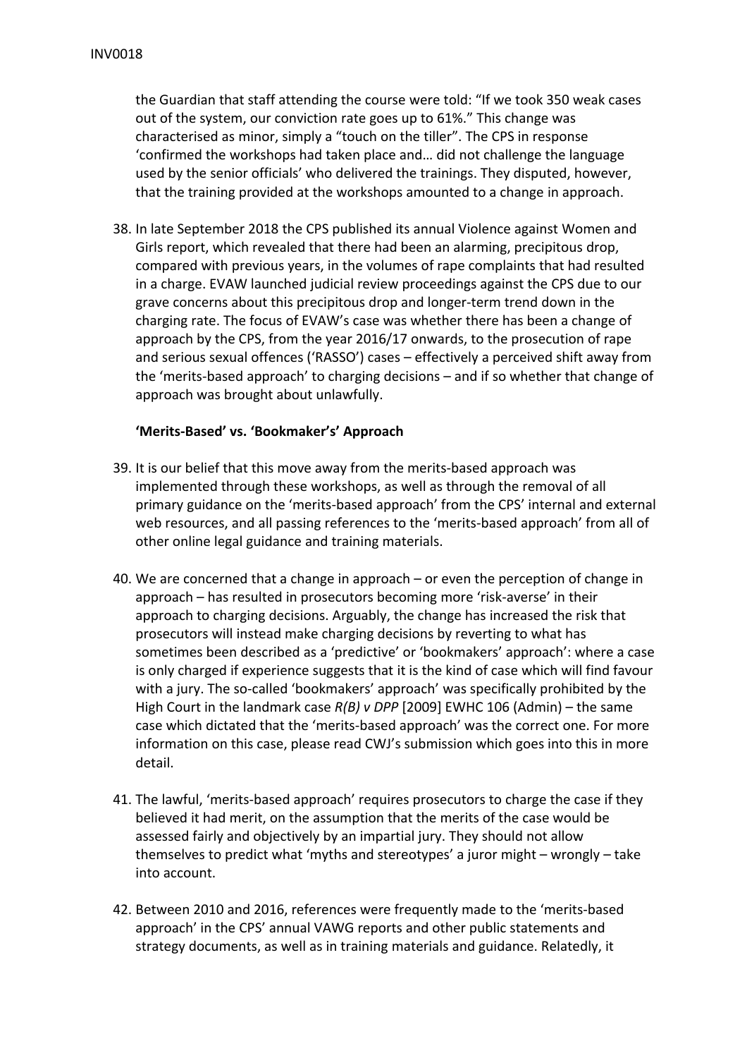the Guardian that staff attending the course were told: "If we took 350 weak cases out of the system, our conviction rate goes up to 61%." This change was characterised as minor, simply a "touch on the tiller". The CPS in response 'confirmed the workshops had taken place and… did not challenge the language used by the senior officials' who delivered the trainings. They disputed, however, that the training provided at the workshops amounted to a change in approach.

38. In late September 2018 the CPS published its annual Violence against Women and Girls report, which revealed that there had been an alarming, precipitous drop, compared with previous years, in the volumes of rape complaints that had resulted in a charge. EVAW launched judicial review proceedings against the CPS due to our grave concerns about this precipitous drop and longer-term trend down in the charging rate. The focus of EVAW's case was whether there has been a change of approach by the CPS, from the year 2016/17 onwards, to the prosecution of rape and serious sexual offences ('RASSO') cases – effectively a perceived shift away from the 'merits-based approach' to charging decisions – and if so whether that change of approach was brought about unlawfully.

**'Merits-Based' vs. 'Bookmaker's' Approach**

39. It is our belief that this move away from the merits-based approach was implemented through these workshops, as well as through the removal of all primary guidance on the 'merits-based approach' from the CPS' internal and external web resources, and all passing references to the 'merits-based approach' from all of other online legal guidance and training materials.

40. We are concerned that a change in approach – or even the perception of change in approach – has resulted in prosecutors becoming more 'risk-averse' in their approach to charging decisions. Arguably, the change has increased the risk that prosecutors will instead make charging decisions by reverting to what has sometimes been described as a 'predictive' or 'bookmakers' approach': where a case is only charged if experience suggests that it is the kind of case which will find favour with a jury. The so-called 'bookmakers' approach' was specifically prohibited by the High Court in the landmark case *R(B) v DPP* [2009] EWHC 106 (Admin) – the same case which dictated that the 'merits-based approach' was the correct one. For more information on this case, please read CWJ's submission which goes into this in more detail.

41. The lawful, 'merits-based approach' requires prosecutors to charge the case if they believed it had merit, on the assumption that the merits of the case would be assessed fairly and objectively by an impartial jury. They should not allow themselves to predict what 'myths and stereotypes' a juror might – wrongly – take into account.

42. Between 2010 and 2016, references were frequently made to the 'merits-based approach' in the CPS' annual VAWG reports and other public statements and strategy documents, as well as in training materials and guidance. Relatedly, it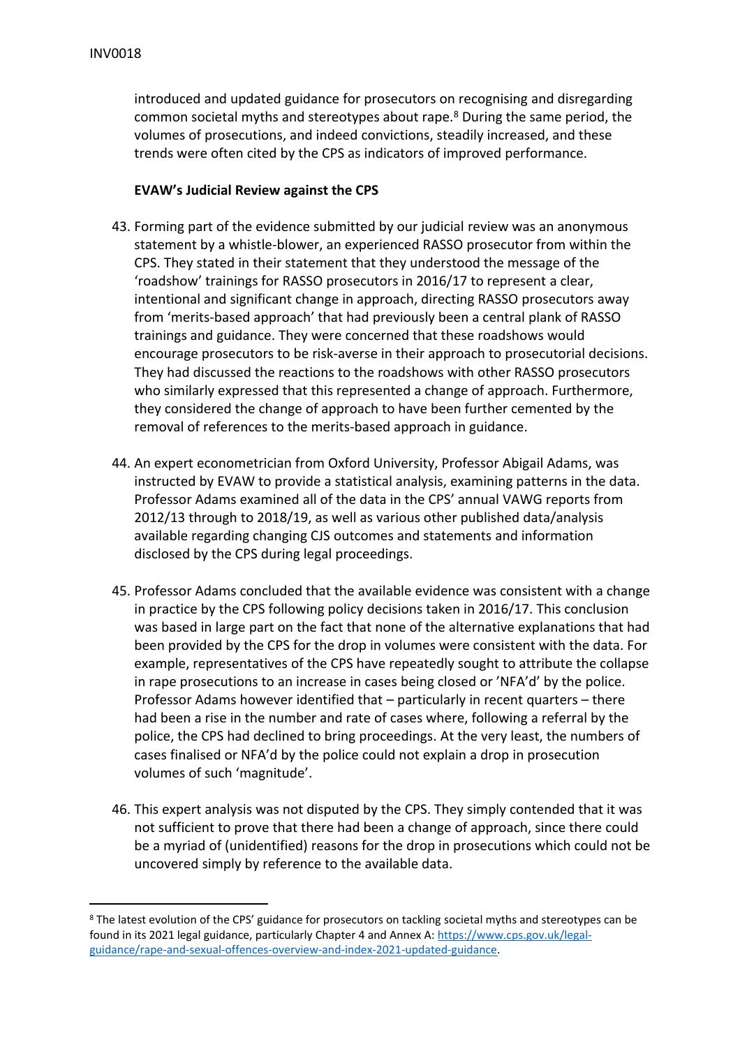introduced and updated guidance for prosecutors on recognising and disregarding common societal myths and stereotypes about rape.[8] During the same period, the volumes of prosecutions, and indeed convictions, steadily increased, and these trends were often cited by the CPS as indicators of improved performance.

**EVAW's Judicial Review against the CPS**

43. Forming part of the evidence submitted by our judicial review was an anonymous statement by a whistle-blower, an experienced RASSO prosecutor from within the CPS. They stated in their statement that they understood the message of the 'roadshow' trainings for RASSO prosecutors in 2016/17 to represent a clear, intentional and significant change in approach, directing RASSO prosecutors away from 'merits-based approach' that had previously been a central plank of RASSO trainings and guidance. They were concerned that these roadshows would encourage prosecutors to be risk-averse in their approach to prosecutorial decisions. They had discussed the reactions to the roadshows with other RASSO prosecutors who similarly expressed that this represented a change of approach. Furthermore, they considered the change of approach to have been further cemented by the removal of references to the merits-based approach in guidance.

44. An expert econometrician from Oxford University, Professor Abigail Adams, was instructed by EVAW to provide a statistical analysis, examining patterns in the data. Professor Adams examined all of the data in the CPS' annual VAWG reports from 2012/13 through to 2018/19, as well as various other published data/analysis available regarding changing CJS outcomes and statements and information disclosed by the CPS during legal proceedings.

45. Professor Adams concluded that the available evidence was consistent with a change in practice by the CPS following policy decisions taken in 2016/17. This conclusion was based in large part on the fact that none of the alternative explanations that had been provided by the CPS for the drop in volumes were consistent with the data. For example, representatives of the CPS have repeatedly sought to attribute the collapse in rape prosecutions to an increase in cases being closed or 'NFA'd' by the police. Professor Adams however identified that – particularly in recent quarters – there had been a rise in the number and rate of cases where, following a referral by the police, the CPS had declined to bring proceedings. At the very least, the numbers of cases finalised or NFA'd by the police could not explain a drop in prosecution volumes of such 'magnitude'.

46. This expert analysis was not disputed by the CPS. They simply contended that it was not sufficient to prove that there had been a change of approach, since there could be a myriad of (unidentified) reasons for the drop in prosecutions which could not be uncovered simply by reference to the available data.

---

[8] The latest evolution of the CPS' guidance for prosecutors on tackling societal myths and stereotypes can be found in its 2021 legal guidance, particularly Chapter 4 and Annex A: https://www.cps.gov.uk/legal-guidance/rape-and-sexual-offences-overview-and-index-2021-updated-guidance.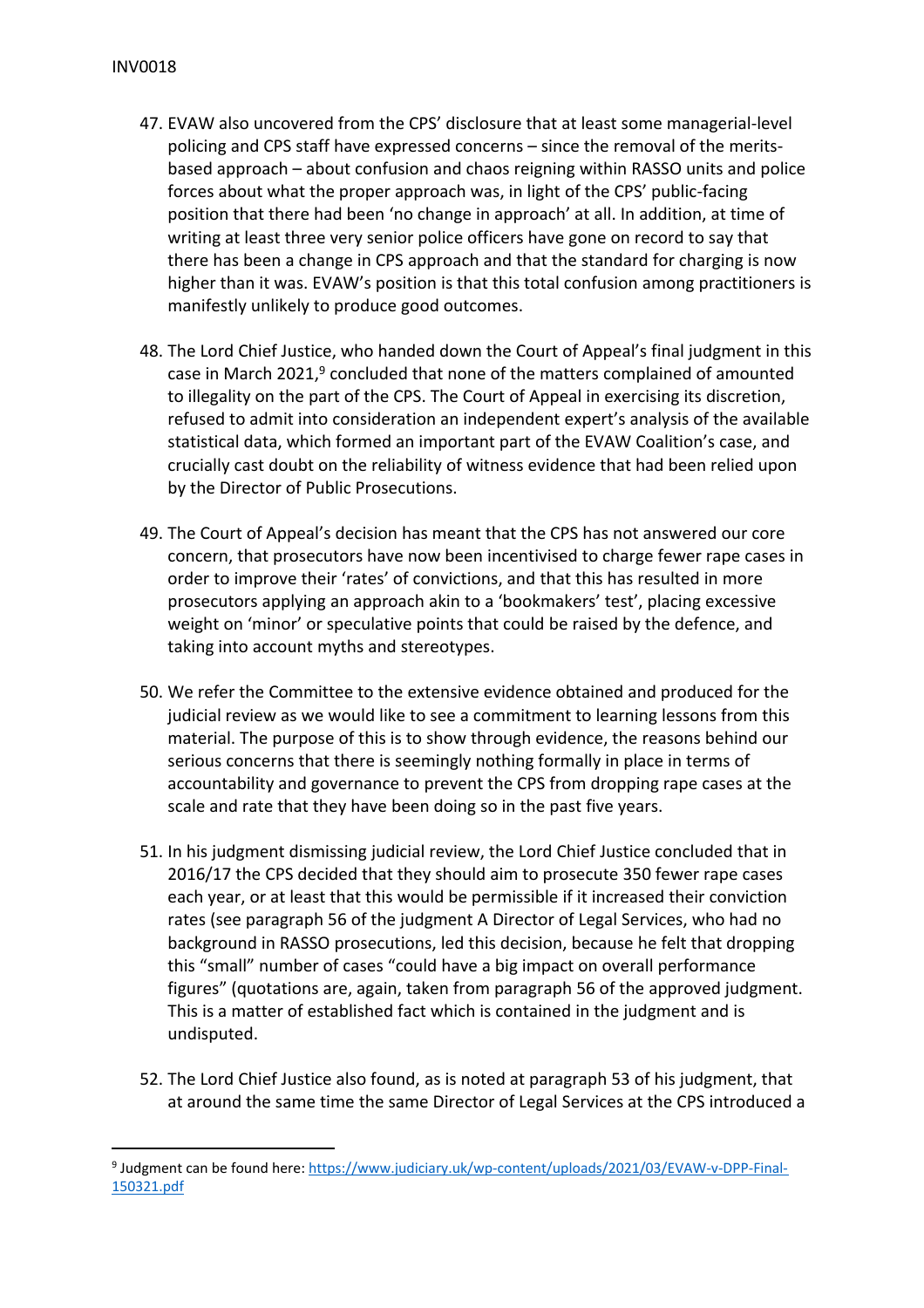47. EVAW also uncovered from the CPS' disclosure that at least some managerial-level policing and CPS staff have expressed concerns – since the removal of the merits-based approach – about confusion and chaos reigning within RASSO units and police forces about what the proper approach was, in light of the CPS' public-facing position that there had been 'no change in approach' at all. In addition, at time of writing at least three very senior police officers have gone on record to say that there has been a change in CPS approach and that the standard for charging is now higher than it was. EVAW's position is that this total confusion among practitioners is manifestly unlikely to produce good outcomes.

48. The Lord Chief Justice, who handed down the Court of Appeal's final judgment in this case in March 2021,[9] concluded that none of the matters complained of amounted to illegality on the part of the CPS. The Court of Appeal in exercising its discretion, refused to admit into consideration an independent expert's analysis of the available statistical data, which formed an important part of the EVAW Coalition's case, and crucially cast doubt on the reliability of witness evidence that had been relied upon by the Director of Public Prosecutions.

49. The Court of Appeal's decision has meant that the CPS has not answered our core concern, that prosecutors have now been incentivised to charge fewer rape cases in order to improve their 'rates' of convictions, and that this has resulted in more prosecutors applying an approach akin to a 'bookmakers' test', placing excessive weight on 'minor' or speculative points that could be raised by the defence, and taking into account myths and stereotypes.

50. We refer the Committee to the extensive evidence obtained and produced for the judicial review as we would like to see a commitment to learning lessons from this material. The purpose of this is to show through evidence, the reasons behind our serious concerns that there is seemingly nothing formally in place in terms of accountability and governance to prevent the CPS from dropping rape cases at the scale and rate that they have been doing so in the past five years.

51. In his judgment dismissing judicial review, the Lord Chief Justice concluded that in 2016/17 the CPS decided that they should aim to prosecute 350 fewer rape cases each year, or at least that this would be permissible if it increased their conviction rates (see paragraph 56 of the judgment A Director of Legal Services, who had no background in RASSO prosecutions, led this decision, because he felt that dropping this "small" number of cases "could have a big impact on overall performance figures" (quotations are, again, taken from paragraph 56 of the approved judgment. This is a matter of established fact which is contained in the judgment and is undisputed.

52. The Lord Chief Justice also found, as is noted at paragraph 53 of his judgment, that at around the same time the same Director of Legal Services at the CPS introduced a

[9] Judgment can be found here: https://www.judiciary.uk/wp-content/uploads/2021/03/EVAW-v-DPP-Final-150321.pdf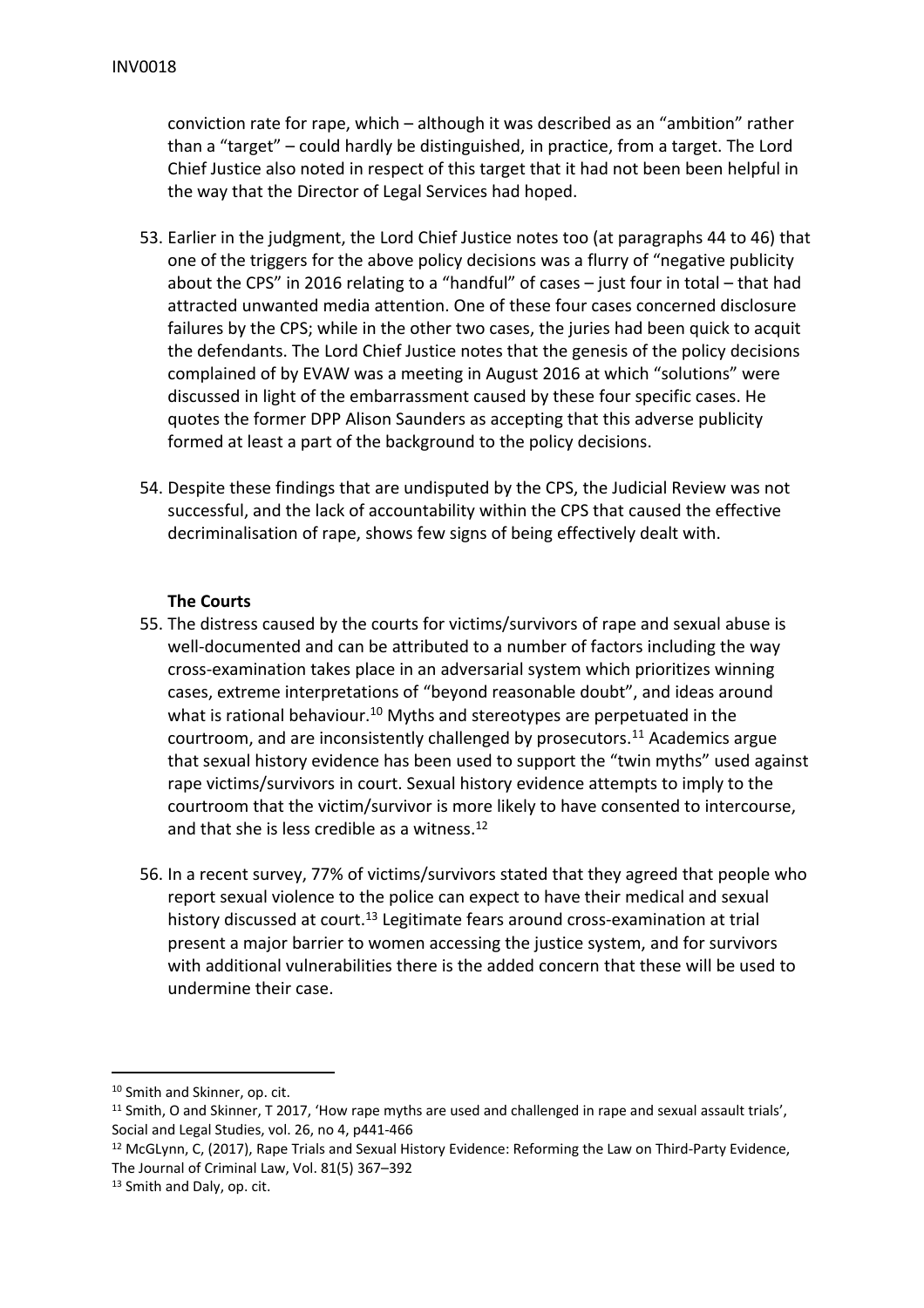conviction rate for rape, which – although it was described as an "ambition" rather than a "target" – could hardly be distinguished, in practice, from a target. The Lord Chief Justice also noted in respect of this target that it had not been been helpful in the way that the Director of Legal Services had hoped.

53. Earlier in the judgment, the Lord Chief Justice notes too (at paragraphs 44 to 46) that one of the triggers for the above policy decisions was a flurry of "negative publicity about the CPS" in 2016 relating to a "handful" of cases – just four in total – that had attracted unwanted media attention. One of these four cases concerned disclosure failures by the CPS; while in the other two cases, the juries had been quick to acquit the defendants. The Lord Chief Justice notes that the genesis of the policy decisions complained of by EVAW was a meeting in August 2016 at which "solutions" were discussed in light of the embarrassment caused by these four specific cases. He quotes the former DPP Alison Saunders as accepting that this adverse publicity formed at least a part of the background to the policy decisions.

54. Despite these findings that are undisputed by the CPS, the Judicial Review was not successful, and the lack of accountability within the CPS that caused the effective decriminalisation of rape, shows few signs of being effectively dealt with.

**The Courts**

55. The distress caused by the courts for victims/survivors of rape and sexual abuse is well-documented and can be attributed to a number of factors including the way cross-examination takes place in an adversarial system which prioritizes winning cases, extreme interpretations of "beyond reasonable doubt", and ideas around what is rational behaviour.[10] Myths and stereotypes are perpetuated in the courtroom, and are inconsistently challenged by prosecutors.[11] Academics argue that sexual history evidence has been used to support the "twin myths" used against rape victims/survivors in court. Sexual history evidence attempts to imply to the courtroom that the victim/survivor is more likely to have consented to intercourse, and that she is less credible as a witness.[12]

56. In a recent survey, 77% of victims/survivors stated that they agreed that people who report sexual violence to the police can expect to have their medical and sexual history discussed at court.[13] Legitimate fears around cross-examination at trial present a major barrier to women accessing the justice system, and for survivors with additional vulnerabilities there is the added concern that these will be used to undermine their case.

---

[10] Smith and Skinner, op. cit.

[11] Smith, O and Skinner, T 2017, 'How rape myths are used and challenged in rape and sexual assault trials', Social and Legal Studies, vol. 26, no 4, p441-466

[12] McGLynn, C, (2017), Rape Trials and Sexual History Evidence: Reforming the Law on Third-Party Evidence, The Journal of Criminal Law, Vol. 81(5) 367–392

[13] Smith and Daly, op. cit.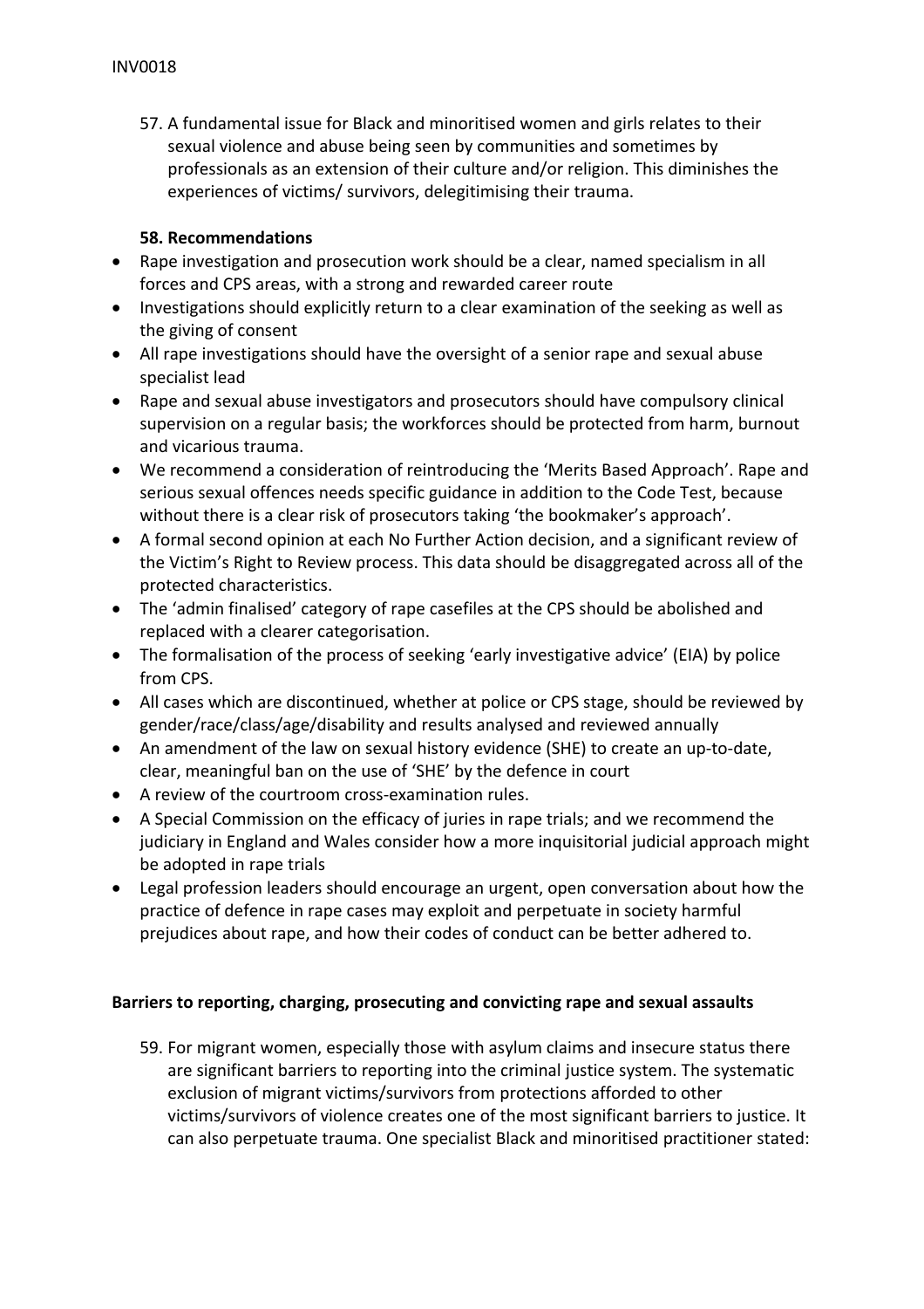57. A fundamental issue for Black and minoritised women and girls relates to their sexual violence and abuse being seen by communities and sometimes by professionals as an extension of their culture and/or religion. This diminishes the experiences of victims/ survivors, delegitimising their trauma.

**58. Recommendations**

- Rape investigation and prosecution work should be a clear, named specialism in all forces and CPS areas, with a strong and rewarded career route
- Investigations should explicitly return to a clear examination of the seeking as well as the giving of consent
- All rape investigations should have the oversight of a senior rape and sexual abuse specialist lead
- Rape and sexual abuse investigators and prosecutors should have compulsory clinical supervision on a regular basis; the workforces should be protected from harm, burnout and vicarious trauma.
- We recommend a consideration of reintroducing the 'Merits Based Approach'. Rape and serious sexual offences needs specific guidance in addition to the Code Test, because without there is a clear risk of prosecutors taking 'the bookmaker's approach'.
- A formal second opinion at each No Further Action decision, and a significant review of the Victim's Right to Review process. This data should be disaggregated across all of the protected characteristics.
- The 'admin finalised' category of rape casefiles at the CPS should be abolished and replaced with a clearer categorisation.
- The formalisation of the process of seeking 'early investigative advice' (EIA) by police from CPS.
- All cases which are discontinued, whether at police or CPS stage, should be reviewed by gender/race/class/age/disability and results analysed and reviewed annually
- An amendment of the law on sexual history evidence (SHE) to create an up-to-date, clear, meaningful ban on the use of 'SHE' by the defence in court
- A review of the courtroom cross-examination rules.
- A Special Commission on the efficacy of juries in rape trials; and we recommend the judiciary in England and Wales consider how a more inquisitorial judicial approach might be adopted in rape trials
- Legal profession leaders should encourage an urgent, open conversation about how the practice of defence in rape cases may exploit and perpetuate in society harmful prejudices about rape, and how their codes of conduct can be better adhered to.

**Barriers to reporting, charging, prosecuting and convicting rape and sexual assaults**

59. For migrant women, especially those with asylum claims and insecure status there are significant barriers to reporting into the criminal justice system. The systematic exclusion of migrant victims/survivors from protections afforded to other victims/survivors of violence creates one of the most significant barriers to justice. It can also perpetuate trauma. One specialist Black and minoritised practitioner stated: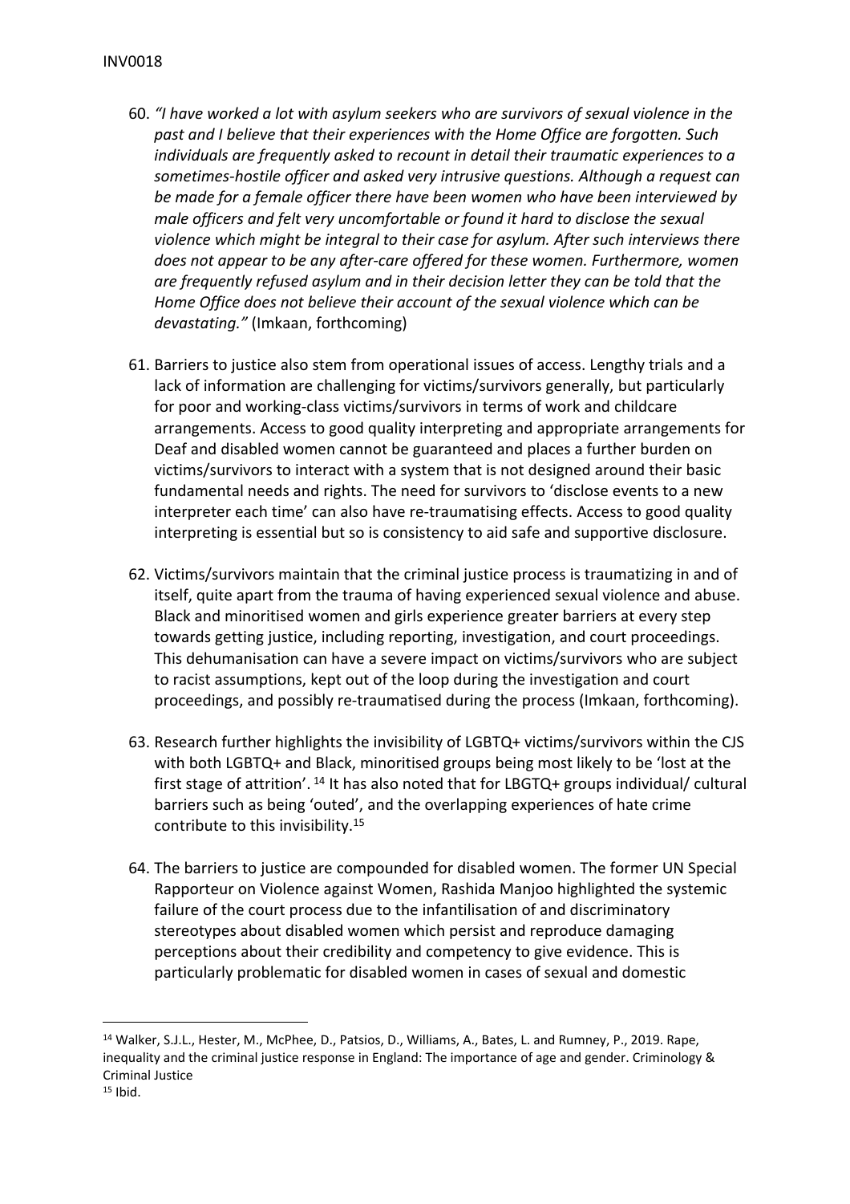60. *"I have worked a lot with asylum seekers who are survivors of sexual violence in the past and I believe that their experiences with the Home Office are forgotten. Such individuals are frequently asked to recount in detail their traumatic experiences to a sometimes-hostile officer and asked very intrusive questions. Although a request can be made for a female officer there have been women who have been interviewed by male officers and felt very uncomfortable or found it hard to disclose the sexual violence which might be integral to their case for asylum. After such interviews there does not appear to be any after-care offered for these women. Furthermore, women are frequently refused asylum and in their decision letter they can be told that the Home Office does not believe their account of the sexual violence which can be devastating."* (Imkaan, forthcoming)

61. Barriers to justice also stem from operational issues of access. Lengthy trials and a lack of information are challenging for victims/survivors generally, but particularly for poor and working-class victims/survivors in terms of work and childcare arrangements. Access to good quality interpreting and appropriate arrangements for Deaf and disabled women cannot be guaranteed and places a further burden on victims/survivors to interact with a system that is not designed around their basic fundamental needs and rights. The need for survivors to 'disclose events to a new interpreter each time' can also have re-traumatising effects. Access to good quality interpreting is essential but so is consistency to aid safe and supportive disclosure.

62. Victims/survivors maintain that the criminal justice process is traumatizing in and of itself, quite apart from the trauma of having experienced sexual violence and abuse. Black and minoritised women and girls experience greater barriers at every step towards getting justice, including reporting, investigation, and court proceedings. This dehumanisation can have a severe impact on victims/survivors who are subject to racist assumptions, kept out of the loop during the investigation and court proceedings, and possibly re-traumatised during the process (Imkaan, forthcoming).

63. Research further highlights the invisibility of LGBTQ+ victims/survivors within the CJS with both LGBTQ+ and Black, minoritised groups being most likely to be 'lost at the first stage of attrition'. [14] It has also noted that for LBGTQ+ groups individual/ cultural barriers such as being 'outed', and the overlapping experiences of hate crime contribute to this invisibility.[15]

64. The barriers to justice are compounded for disabled women. The former UN Special Rapporteur on Violence against Women, Rashida Manjoo highlighted the systemic failure of the court process due to the infantilisation of and discriminatory stereotypes about disabled women which persist and reproduce damaging perceptions about their credibility and competency to give evidence. This is particularly problematic for disabled women in cases of sexual and domestic

---

[14] Walker, S.J.L., Hester, M., McPhee, D., Patsios, D., Williams, A., Bates, L. and Rumney, P., 2019. Rape, inequality and the criminal justice response in England: The importance of age and gender. Criminology & Criminal Justice

[15] Ibid.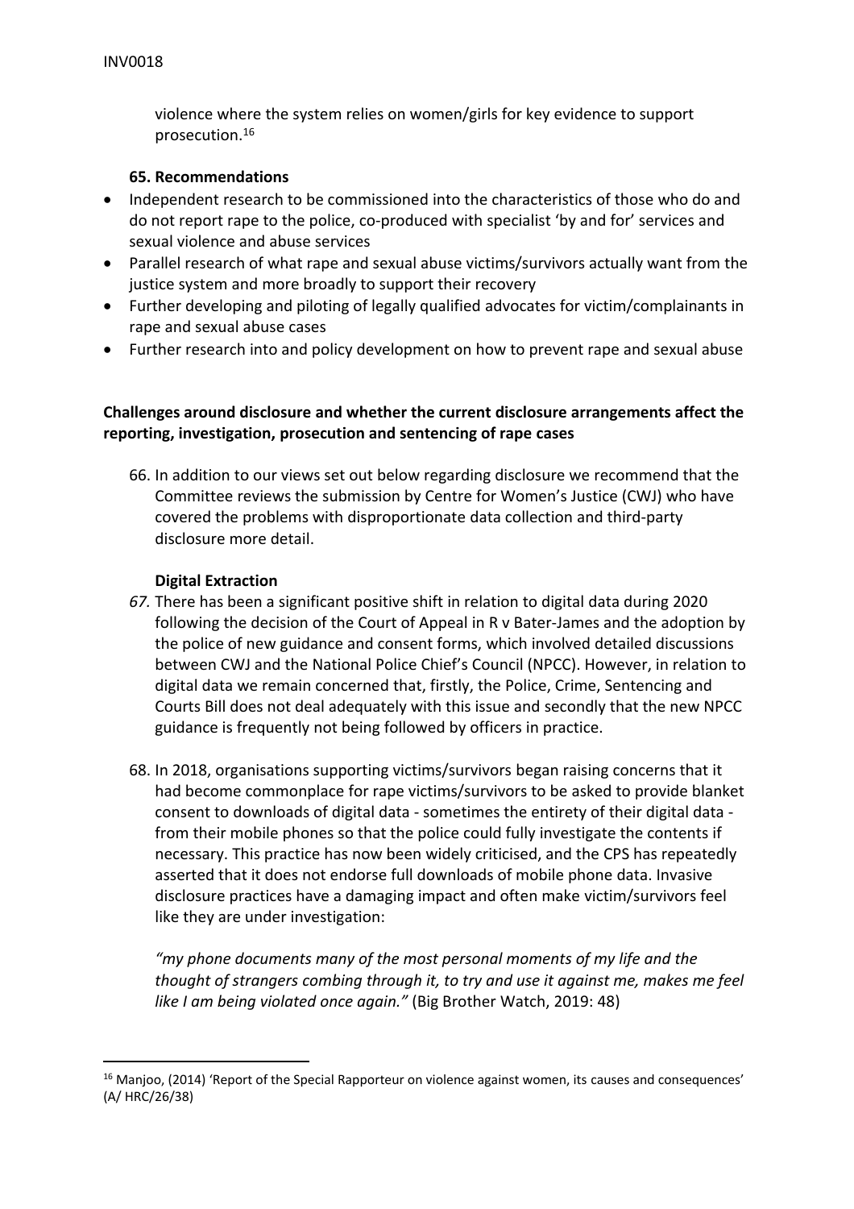violence where the system relies on women/girls for key evidence to support prosecution.[16]

**65. Recommendations**

- Independent research to be commissioned into the characteristics of those who do and do not report rape to the police, co-produced with specialist 'by and for' services and sexual violence and abuse services
- Parallel research of what rape and sexual abuse victims/survivors actually want from the justice system and more broadly to support their recovery
- Further developing and piloting of legally qualified advocates for victim/complainants in rape and sexual abuse cases
- Further research into and policy development on how to prevent rape and sexual abuse

**Challenges around disclosure and whether the current disclosure arrangements affect the reporting, investigation, prosecution and sentencing of rape cases**

66. In addition to our views set out below regarding disclosure we recommend that the Committee reviews the submission by Centre for Women's Justice (CWJ) who have covered the problems with disproportionate data collection and third-party disclosure more detail.

**Digital Extraction**

*67.* There has been a significant positive shift in relation to digital data during 2020 following the decision of the Court of Appeal in R v Bater-James and the adoption by the police of new guidance and consent forms, which involved detailed discussions between CWJ and the National Police Chief's Council (NPCC). However, in relation to digital data we remain concerned that, firstly, the Police, Crime, Sentencing and Courts Bill does not deal adequately with this issue and secondly that the new NPCC guidance is frequently not being followed by officers in practice.

68. In 2018, organisations supporting victims/survivors began raising concerns that it had become commonplace for rape victims/survivors to be asked to provide blanket consent to downloads of digital data - sometimes the entirety of their digital data - from their mobile phones so that the police could fully investigate the contents if necessary. This practice has now been widely criticised, and the CPS has repeatedly asserted that it does not endorse full downloads of mobile phone data. Invasive disclosure practices have a damaging impact and often make victim/survivors feel like they are under investigation:

*"my phone documents many of the most personal moments of my life and the thought of strangers combing through it, to try and use it against me, makes me feel like I am being violated once again."* (Big Brother Watch, 2019: 48)

[16] Manjoo, (2014) 'Report of the Special Rapporteur on violence against women, its causes and consequences' (A/ HRC/26/38)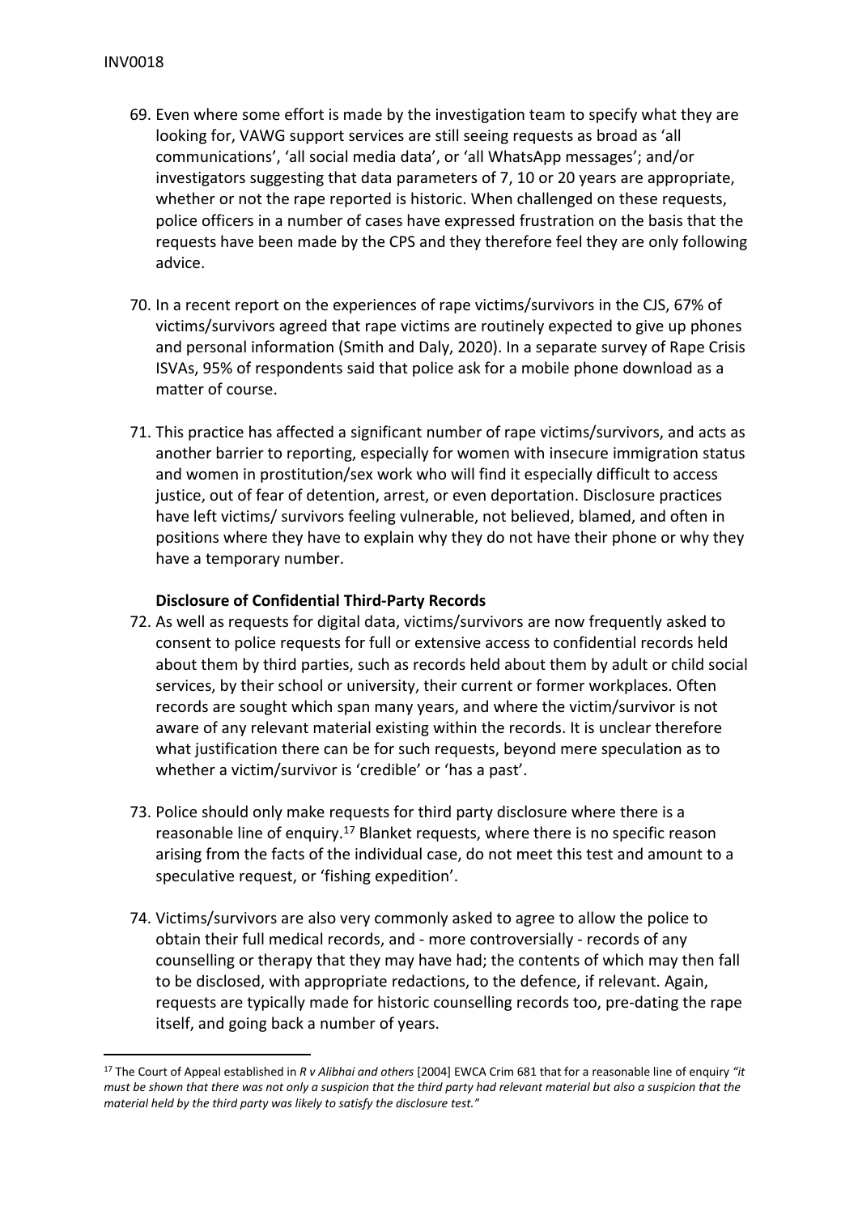69. Even where some effort is made by the investigation team to specify what they are looking for, VAWG support services are still seeing requests as broad as 'all communications', 'all social media data', or 'all WhatsApp messages'; and/or investigators suggesting that data parameters of 7, 10 or 20 years are appropriate, whether or not the rape reported is historic. When challenged on these requests, police officers in a number of cases have expressed frustration on the basis that the requests have been made by the CPS and they therefore feel they are only following advice.

70. In a recent report on the experiences of rape victims/survivors in the CJS, 67% of victims/survivors agreed that rape victims are routinely expected to give up phones and personal information (Smith and Daly, 2020). In a separate survey of Rape Crisis ISVAs, 95% of respondents said that police ask for a mobile phone download as a matter of course.

71. This practice has affected a significant number of rape victims/survivors, and acts as another barrier to reporting, especially for women with insecure immigration status and women in prostitution/sex work who will find it especially difficult to access justice, out of fear of detention, arrest, or even deportation. Disclosure practices have left victims/ survivors feeling vulnerable, not believed, blamed, and often in positions where they have to explain why they do not have their phone or why they have a temporary number.

**Disclosure of Confidential Third-Party Records**

72. As well as requests for digital data, victims/survivors are now frequently asked to consent to police requests for full or extensive access to confidential records held about them by third parties, such as records held about them by adult or child social services, by their school or university, their current or former workplaces. Often records are sought which span many years, and where the victim/survivor is not aware of any relevant material existing within the records. It is unclear therefore what justification there can be for such requests, beyond mere speculation as to whether a victim/survivor is 'credible' or 'has a past'.

73. Police should only make requests for third party disclosure where there is a reasonable line of enquiry.[17] Blanket requests, where there is no specific reason arising from the facts of the individual case, do not meet this test and amount to a speculative request, or 'fishing expedition'.

74. Victims/survivors are also very commonly asked to agree to allow the police to obtain their full medical records, and - more controversially - records of any counselling or therapy that they may have had; the contents of which may then fall to be disclosed, with appropriate redactions, to the defence, if relevant. Again, requests are typically made for historic counselling records too, pre-dating the rape itself, and going back a number of years.

---

[17] The Court of Appeal established in *R v Alibhai and others* [2004] EWCA Crim 681 that for a reasonable line of enquiry *"it must be shown that there was not only a suspicion that the third party had relevant material but also a suspicion that the material held by the third party was likely to satisfy the disclosure test."*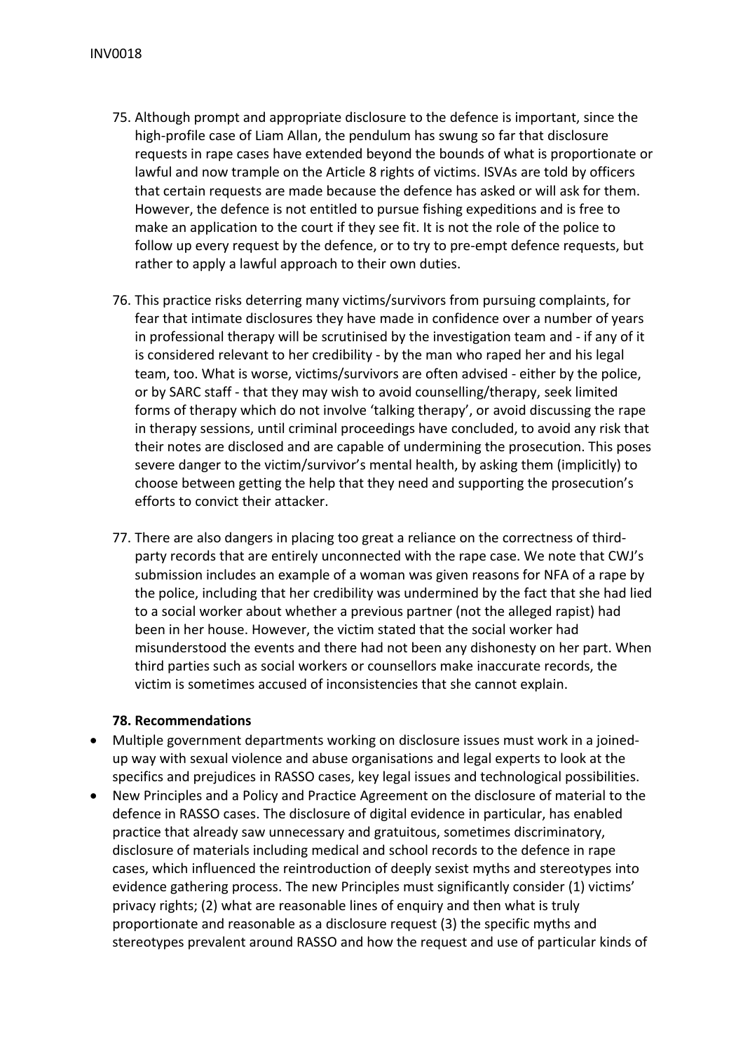75. Although prompt and appropriate disclosure to the defence is important, since the high-profile case of Liam Allan, the pendulum has swung so far that disclosure requests in rape cases have extended beyond the bounds of what is proportionate or lawful and now trample on the Article 8 rights of victims. ISVAs are told by officers that certain requests are made because the defence has asked or will ask for them. However, the defence is not entitled to pursue fishing expeditions and is free to make an application to the court if they see fit. It is not the role of the police to follow up every request by the defence, or to try to pre-empt defence requests, but rather to apply a lawful approach to their own duties.

76. This practice risks deterring many victims/survivors from pursuing complaints, for fear that intimate disclosures they have made in confidence over a number of years in professional therapy will be scrutinised by the investigation team and - if any of it is considered relevant to her credibility - by the man who raped her and his legal team, too. What is worse, victims/survivors are often advised - either by the police, or by SARC staff - that they may wish to avoid counselling/therapy, seek limited forms of therapy which do not involve 'talking therapy', or avoid discussing the rape in therapy sessions, until criminal proceedings have concluded, to avoid any risk that their notes are disclosed and are capable of undermining the prosecution. This poses severe danger to the victim/survivor's mental health, by asking them (implicitly) to choose between getting the help that they need and supporting the prosecution's efforts to convict their attacker.

77. There are also dangers in placing too great a reliance on the correctness of third-party records that are entirely unconnected with the rape case. We note that CWJ's submission includes an example of a woman was given reasons for NFA of a rape by the police, including that her credibility was undermined by the fact that she had lied to a social worker about whether a previous partner (not the alleged rapist) had been in her house. However, the victim stated that the social worker had misunderstood the events and there had not been any dishonesty on her part. When third parties such as social workers or counsellors make inaccurate records, the victim is sometimes accused of inconsistencies that she cannot explain.

**78. Recommendations**

- Multiple government departments working on disclosure issues must work in a joined-up way with sexual violence and abuse organisations and legal experts to look at the specifics and prejudices in RASSO cases, key legal issues and technological possibilities.
- New Principles and a Policy and Practice Agreement on the disclosure of material to the defence in RASSO cases. The disclosure of digital evidence in particular, has enabled practice that already saw unnecessary and gratuitous, sometimes discriminatory, disclosure of materials including medical and school records to the defence in rape cases, which influenced the reintroduction of deeply sexist myths and stereotypes into evidence gathering process. The new Principles must significantly consider (1) victims' privacy rights; (2) what are reasonable lines of enquiry and then what is truly proportionate and reasonable as a disclosure request (3) the specific myths and stereotypes prevalent around RASSO and how the request and use of particular kinds of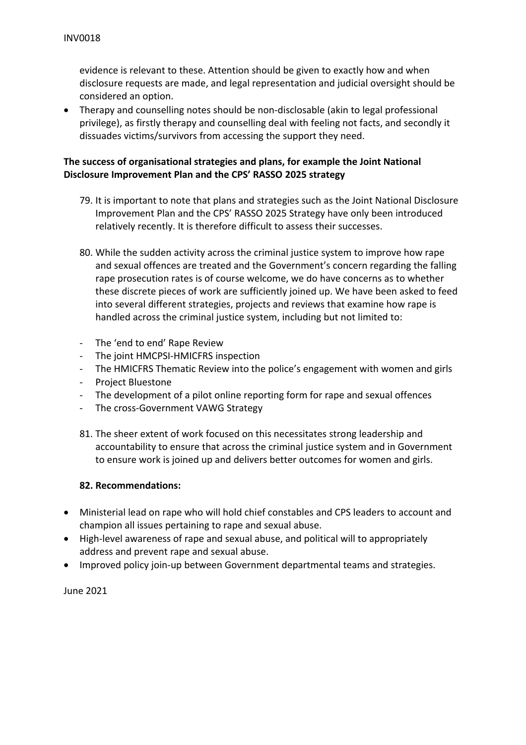evidence is relevant to these. Attention should be given to exactly how and when disclosure requests are made, and legal representation and judicial oversight should be considered an option.

- Therapy and counselling notes should be non-disclosable (akin to legal professional privilege), as firstly therapy and counselling deal with feeling not facts, and secondly it dissuades victims/survivors from accessing the support they need.

**The success of organisational strategies and plans, for example the Joint National Disclosure Improvement Plan and the CPS' RASSO 2025 strategy**

79. It is important to note that plans and strategies such as the Joint National Disclosure Improvement Plan and the CPS' RASSO 2025 Strategy have only been introduced relatively recently. It is therefore difficult to assess their successes.

80. While the sudden activity across the criminal justice system to improve how rape and sexual offences are treated and the Government's concern regarding the falling rape prosecution rates is of course welcome, we do have concerns as to whether these discrete pieces of work are sufficiently joined up. We have been asked to feed into several different strategies, projects and reviews that examine how rape is handled across the criminal justice system, including but not limited to:

- The 'end to end' Rape Review
- The joint HMCPSI-HMICFRS inspection
- The HMICFRS Thematic Review into the police's engagement with women and girls
- Project Bluestone
- The development of a pilot online reporting form for rape and sexual offences
- The cross-Government VAWG Strategy

81. The sheer extent of work focused on this necessitates strong leadership and accountability to ensure that across the criminal justice system and in Government to ensure work is joined up and delivers better outcomes for women and girls.

**82. Recommendations:**

- Ministerial lead on rape who will hold chief constables and CPS leaders to account and champion all issues pertaining to rape and sexual abuse.
- High-level awareness of rape and sexual abuse, and political will to appropriately address and prevent rape and sexual abuse.
- Improved policy join-up between Government departmental teams and strategies.

June 2021